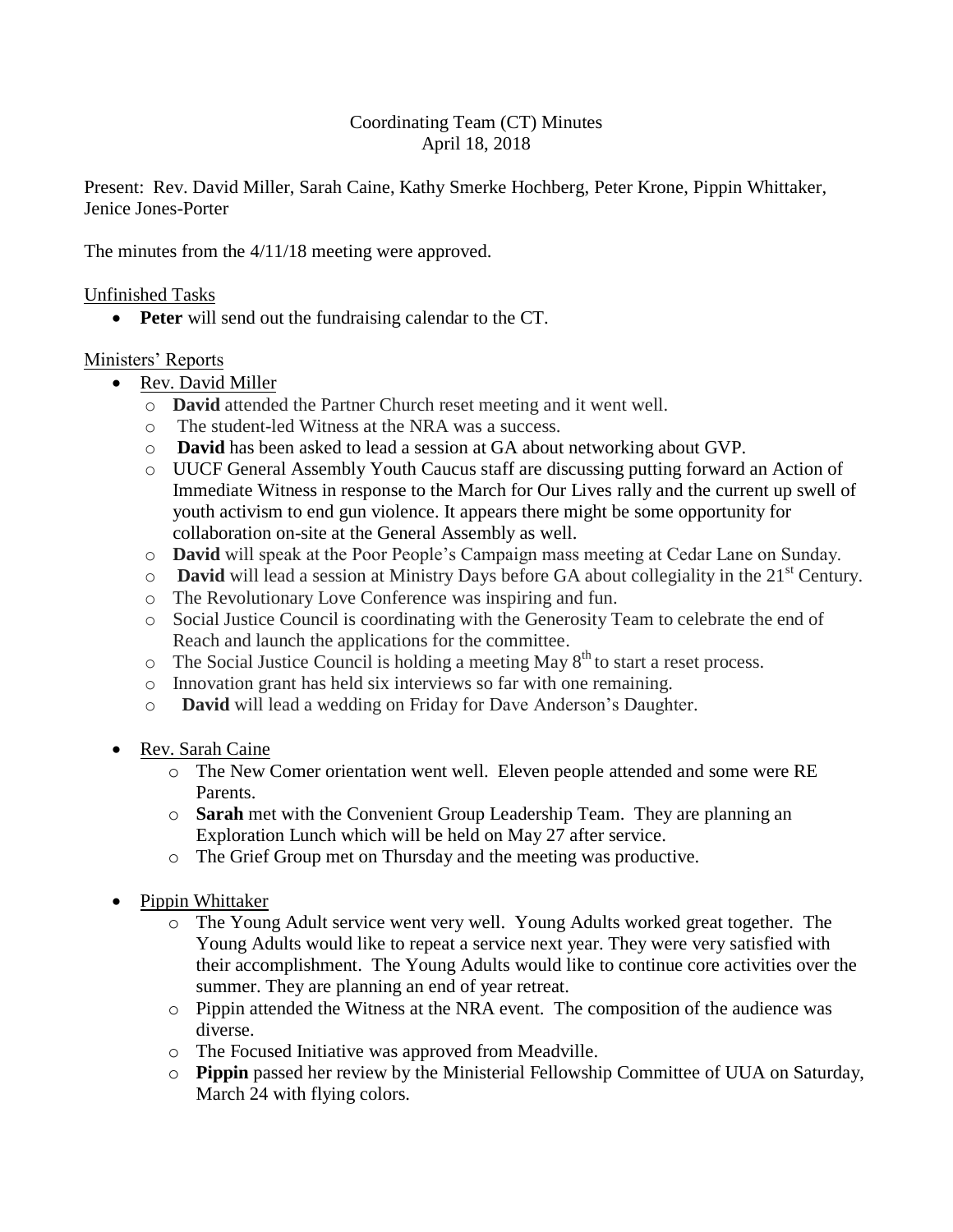Coordinating Team (CT) Minutes
April 18, 2018

Present: Rev. David Miller, Sarah Caine, Kathy Smerke Hochberg, Peter Krone, Pippin Whittaker, Jenice Jones-Porter

The minutes from the 4/11/18 meeting were approved.

Unfinished Tasks

- **Peter** will send out the fundraising calendar to the CT.

Ministers' Reports

- Rev. David Miller
  - **David** attended the Partner Church reset meeting and it went well.
  - The student-led Witness at the NRA was a success.
  - **David** has been asked to lead a session at GA about networking about GVP.
  - UUCF General Assembly Youth Caucus staff are discussing putting forward an Action of Immediate Witness in response to the March for Our Lives rally and the current up swell of youth activism to end gun violence. It appears there might be some opportunity for collaboration on-site at the General Assembly as well.
  - **David** will speak at the Poor People's Campaign mass meeting at Cedar Lane on Sunday.
  - **David** will lead a session at Ministry Days before GA about collegiality in the 21st Century.
  - The Revolutionary Love Conference was inspiring and fun.
  - Social Justice Council is coordinating with the Generosity Team to celebrate the end of Reach and launch the applications for the committee.
  - The Social Justice Council is holding a meeting May 8th to start a reset process.
  - Innovation grant has held six interviews so far with one remaining.
  - **David** will lead a wedding on Friday for Dave Anderson's Daughter.

- Rev. Sarah Caine
  - The New Comer orientation went well. Eleven people attended and some were RE Parents.
  - **Sarah** met with the Convenient Group Leadership Team. They are planning an Exploration Lunch which will be held on May 27 after service.
  - The Grief Group met on Thursday and the meeting was productive.

- Pippin Whittaker
  - The Young Adult service went very well. Young Adults worked great together. The Young Adults would like to repeat a service next year. They were very satisfied with their accomplishment. The Young Adults would like to continue core activities over the summer. They are planning an end of year retreat.
  - Pippin attended the Witness at the NRA event. The composition of the audience was diverse.
  - The Focused Initiative was approved from Meadville.
  - **Pippin** passed her review by the Ministerial Fellowship Committee of UUA on Saturday, March 24 with flying colors.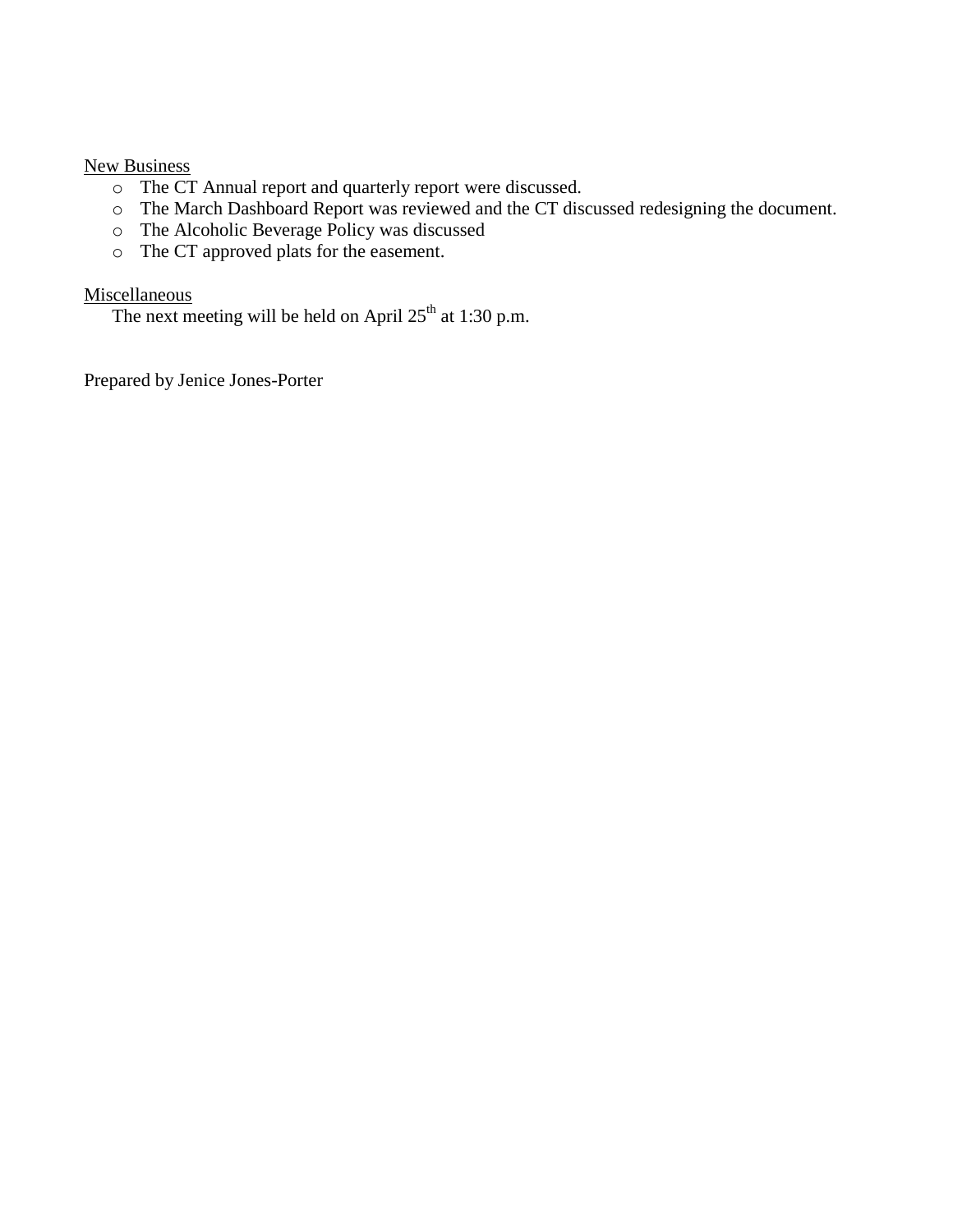New Business

- The CT Annual report and quarterly report were discussed.
- The March Dashboard Report was reviewed and the CT discussed redesigning the document.
- The Alcoholic Beverage Policy was discussed
- The CT approved plats for the easement.

Miscellaneous

The next meeting will be held on April 25th at 1:30 p.m.

Prepared by Jenice Jones-Porter